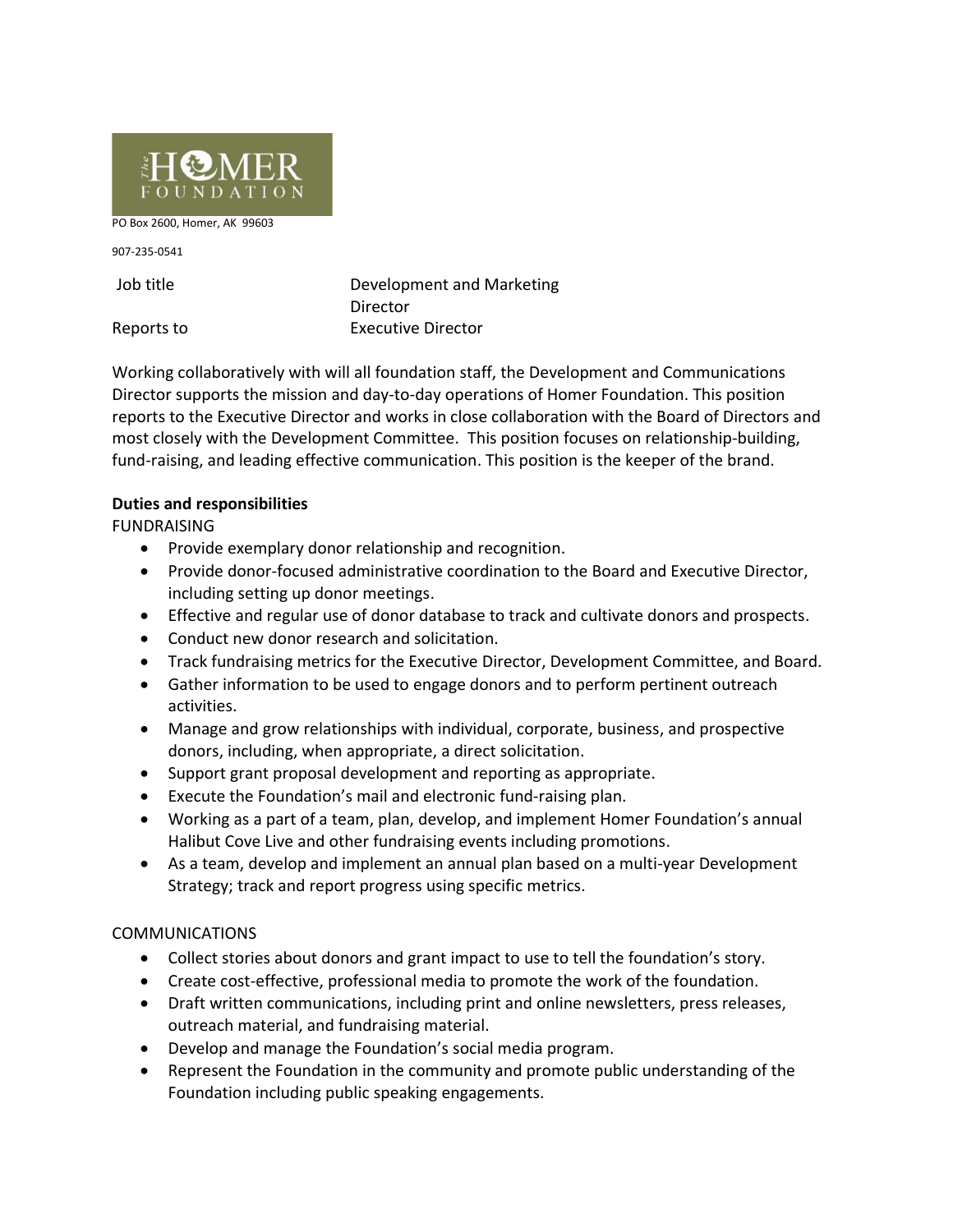The HOMER FOUNDATION

PO Box 2600, Homer, AK 99603

907-235-0541

| Job title | Development and Marketing Director |
| --- | --- |
| Reports to | Executive Director |

Working collaboratively with will all foundation staff, the Development and Communications Director supports the mission and day-to-day operations of Homer Foundation. This position reports to the Executive Director and works in close collaboration with the Board of Directors and most closely with the Development Committee. This position focuses on relationship-building, fund-raising, and leading effective communication. This position is the keeper of the brand.

**Duties and responsibilities**

FUNDRAISING

- Provide exemplary donor relationship and recognition.
- Provide donor-focused administrative coordination to the Board and Executive Director, including setting up donor meetings.
- Effective and regular use of donor database to track and cultivate donors and prospects.
- Conduct new donor research and solicitation.
- Track fundraising metrics for the Executive Director, Development Committee, and Board.
- Gather information to be used to engage donors and to perform pertinent outreach activities.
- Manage and grow relationships with individual, corporate, business, and prospective donors, including, when appropriate, a direct solicitation.
- Support grant proposal development and reporting as appropriate.
- Execute the Foundation's mail and electronic fund-raising plan.
- Working as a part of a team, plan, develop, and implement Homer Foundation's annual Halibut Cove Live and other fundraising events including promotions.
- As a team, develop and implement an annual plan based on a multi-year Development Strategy; track and report progress using specific metrics.

COMMUNICATIONS

- Collect stories about donors and grant impact to use to tell the foundation's story.
- Create cost-effective, professional media to promote the work of the foundation.
- Draft written communications, including print and online newsletters, press releases, outreach material, and fundraising material.
- Develop and manage the Foundation's social media program.
- Represent the Foundation in the community and promote public understanding of the Foundation including public speaking engagements.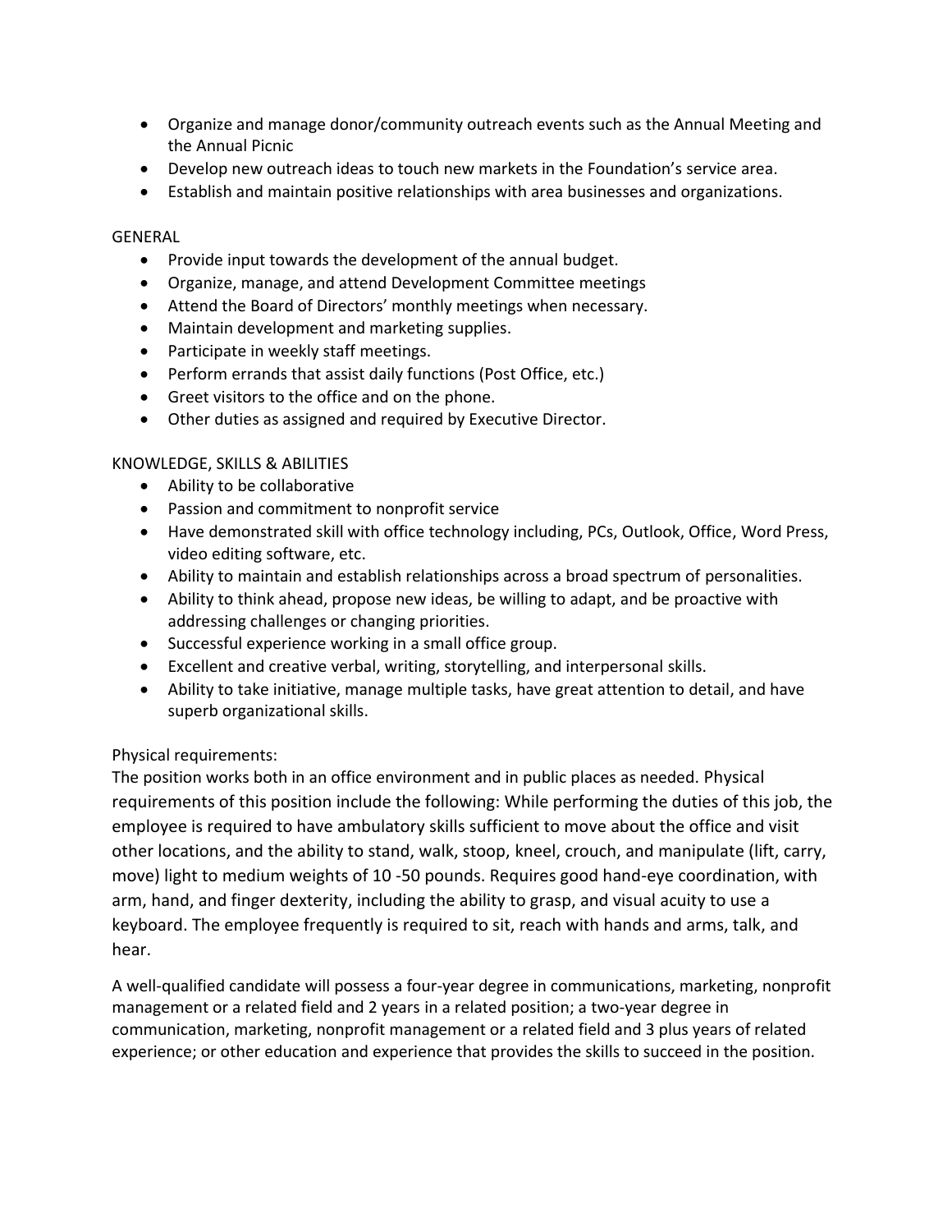- Organize and manage donor/community outreach events such as the Annual Meeting and the Annual Picnic
- Develop new outreach ideas to touch new markets in the Foundation's service area.
- Establish and maintain positive relationships with area businesses and organizations.

GENERAL

- Provide input towards the development of the annual budget.
- Organize, manage, and attend Development Committee meetings
- Attend the Board of Directors' monthly meetings when necessary.
- Maintain development and marketing supplies.
- Participate in weekly staff meetings.
- Perform errands that assist daily functions (Post Office, etc.)
- Greet visitors to the office and on the phone.
- Other duties as assigned and required by Executive Director.

KNOWLEDGE, SKILLS & ABILITIES

- Ability to be collaborative
- Passion and commitment to nonprofit service
- Have demonstrated skill with office technology including, PCs, Outlook, Office, Word Press, video editing software, etc.
- Ability to maintain and establish relationships across a broad spectrum of personalities.
- Ability to think ahead, propose new ideas, be willing to adapt, and be proactive with addressing challenges or changing priorities.
- Successful experience working in a small office group.
- Excellent and creative verbal, writing, storytelling, and interpersonal skills.
- Ability to take initiative, manage multiple tasks, have great attention to detail, and have superb organizational skills.

Physical requirements:

The position works both in an office environment and in public places as needed. Physical requirements of this position include the following: While performing the duties of this job, the employee is required to have ambulatory skills sufficient to move about the office and visit other locations, and the ability to stand, walk, stoop, kneel, crouch, and manipulate (lift, carry, move) light to medium weights of 10 -50 pounds. Requires good hand-eye coordination, with arm, hand, and finger dexterity, including the ability to grasp, and visual acuity to use a keyboard. The employee frequently is required to sit, reach with hands and arms, talk, and hear.

A well-qualified candidate will possess a four-year degree in communications, marketing, nonprofit management or a related field and 2 years in a related position; a two-year degree in communication, marketing, nonprofit management or a related field and 3 plus years of related experience; or other education and experience that provides the skills to succeed in the position.